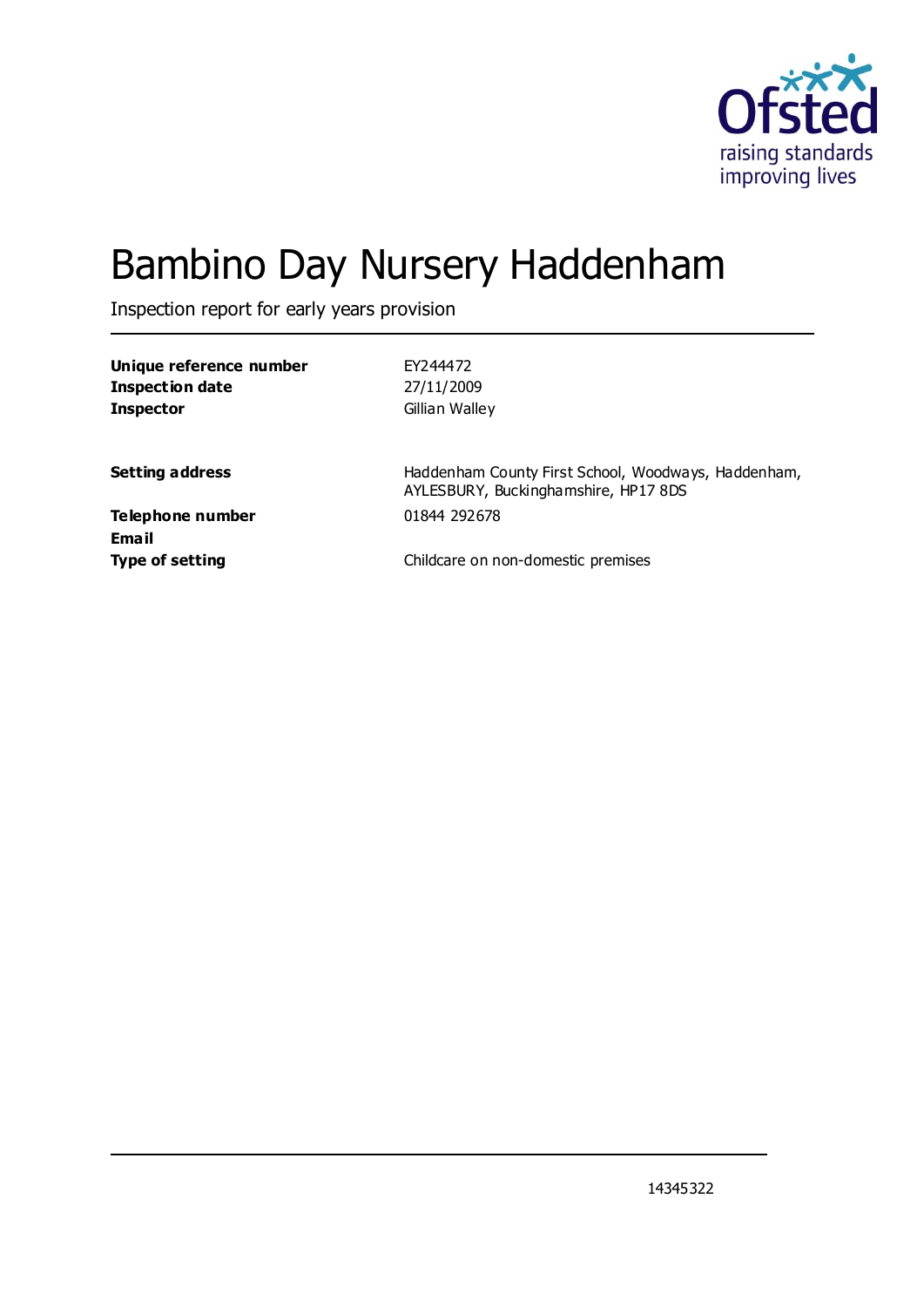# Bambino Day Nursery Haddenham

Inspection report for early years provision

| | |
|---|---|
| **Unique reference number** | EY244472 |
| **Inspection date** | 27/11/2009 |
| **Inspector** | Gillian Walley |
| | |
| **Setting address** | Haddenham County First School, Woodways, Haddenham, AYLESBURY, Buckinghamshire, HP17 8DS |
| **Telephone number** | 01844 292678 |
| **Email** | |
| **Type of setting** | Childcare on non-domestic premises |

14345322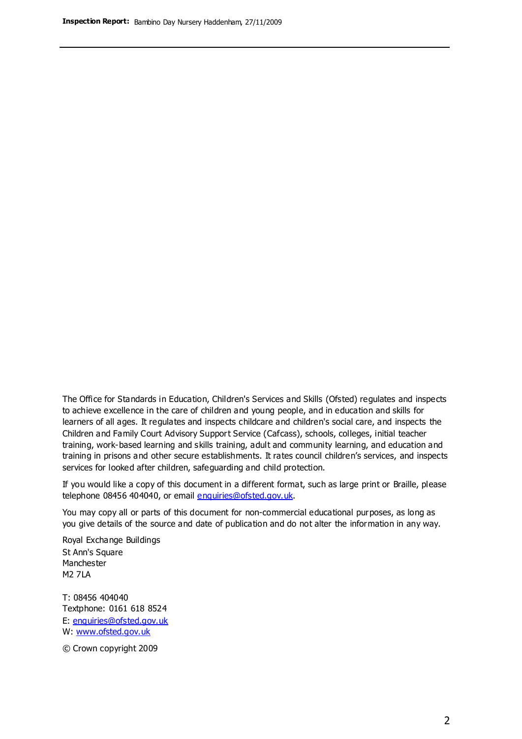The Office for Standards in Education, Children's Services and Skills (Ofsted) regulates and inspects to achieve excellence in the care of children and young people, and in education and skills for learners of all ages. It regulates and inspects childcare and children's social care, and inspects the Children and Family Court Advisory Support Service (Cafcass), schools, colleges, initial teacher training, work-based learning and skills training, adult and community learning, and education and training in prisons and other secure establishments. It rates council children's services, and inspects services for looked after children, safeguarding and child protection.

If you would like a copy of this document in a different format, such as large print or Braille, please telephone 08456 404040, or email enquiries@ofsted.gov.uk.

You may copy all or parts of this document for non-commercial educational purposes, as long as you give details of the source and date of publication and do not alter the information in any way.

Royal Exchange Buildings
St Ann's Square
Manchester
M2 7LA

T: 08456 404040
Textphone: 0161 618 8524
E: enquiries@ofsted.gov.uk
W: www.ofsted.gov.uk

© Crown copyright 2009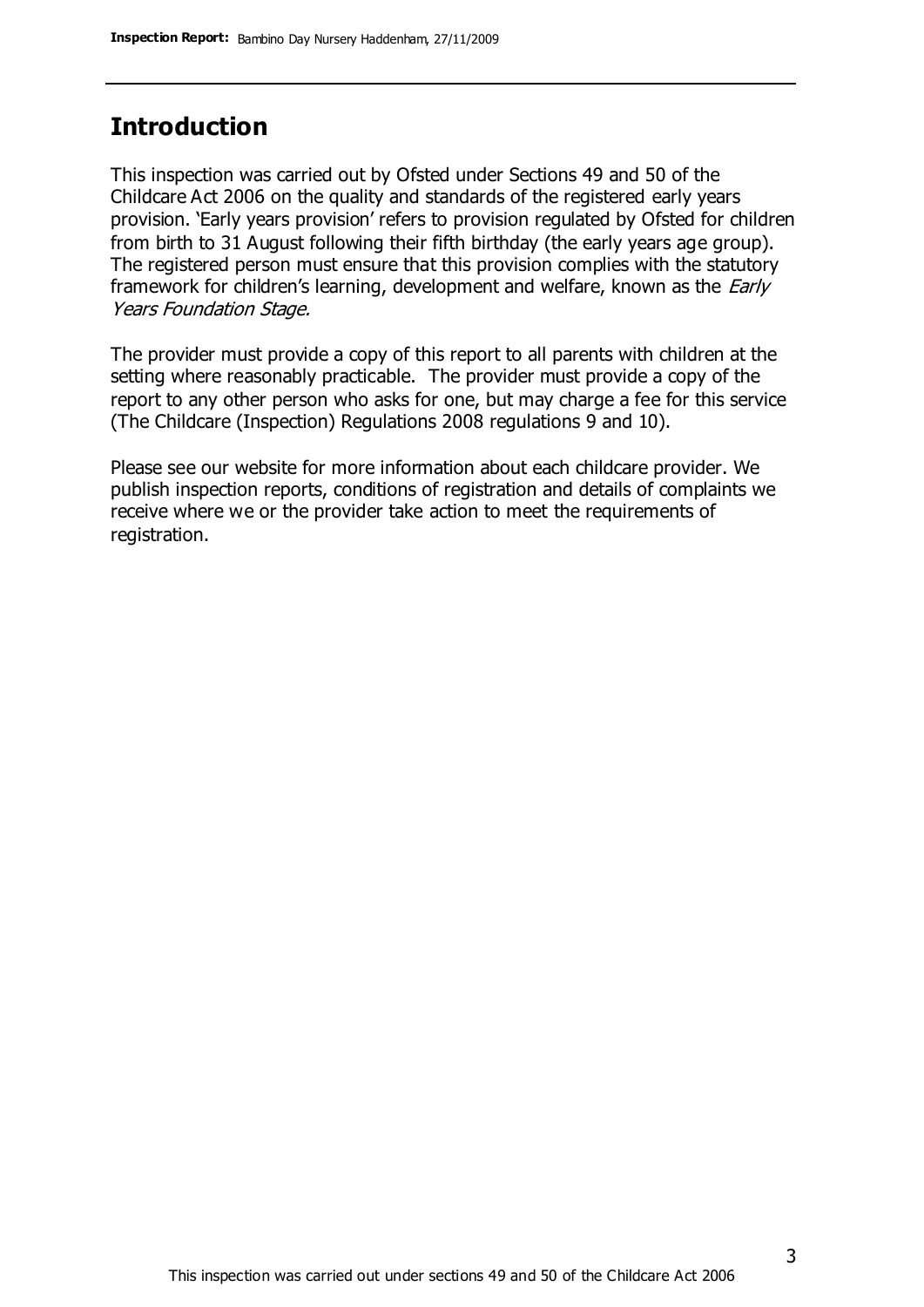## Introduction

This inspection was carried out by Ofsted under Sections 49 and 50 of the Childcare Act 2006 on the quality and standards of the registered early years provision. 'Early years provision' refers to provision regulated by Ofsted for children from birth to 31 August following their fifth birthday (the early years age group). The registered person must ensure that this provision complies with the statutory framework for children's learning, development and welfare, known as the *Early Years Foundation Stage.*

The provider must provide a copy of this report to all parents with children at the setting where reasonably practicable. The provider must provide a copy of the report to any other person who asks for one, but may charge a fee for this service (The Childcare (Inspection) Regulations 2008 regulations 9 and 10).

Please see our website for more information about each childcare provider. We publish inspection reports, conditions of registration and details of complaints we receive where we or the provider take action to meet the requirements of registration.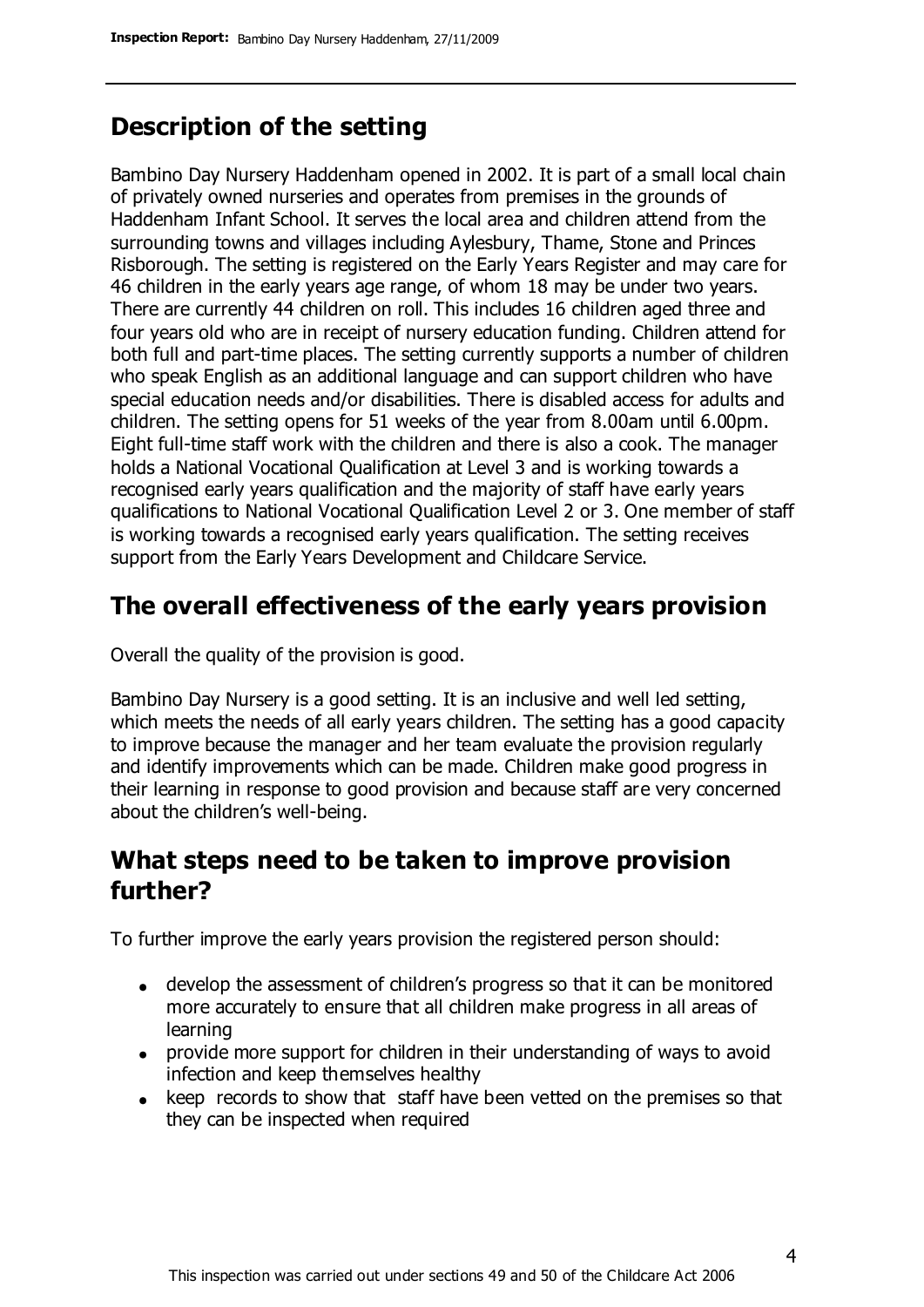## Description of the setting

Bambino Day Nursery Haddenham opened in 2002. It is part of a small local chain of privately owned nurseries and operates from premises in the grounds of Haddenham Infant School. It serves the local area and children attend from the surrounding towns and villages including Aylesbury, Thame, Stone and Princes Risborough. The setting is registered on the Early Years Register and may care for 46 children in the early years age range, of whom 18 may be under two years. There are currently 44 children on roll. This includes 16 children aged three and four years old who are in receipt of nursery education funding. Children attend for both full and part-time places. The setting currently supports a number of children who speak English as an additional language and can support children who have special education needs and/or disabilities. There is disabled access for adults and children. The setting opens for 51 weeks of the year from 8.00am until 6.00pm. Eight full-time staff work with the children and there is also a cook. The manager holds a National Vocational Qualification at Level 3 and is working towards a recognised early years qualification and the majority of staff have early years qualifications to National Vocational Qualification Level 2 or 3. One member of staff is working towards a recognised early years qualification. The setting receives support from the Early Years Development and Childcare Service.

## The overall effectiveness of the early years provision

Overall the quality of the provision is good.

Bambino Day Nursery is a good setting. It is an inclusive and well led setting, which meets the needs of all early years children. The setting has a good capacity to improve because the manager and her team evaluate the provision regularly and identify improvements which can be made. Children make good progress in their learning in response to good provision and because staff are very concerned about the children's well-being.

## What steps need to be taken to improve provision further?

To further improve the early years provision the registered person should:

- develop the assessment of children's progress so that it can be monitored more accurately to ensure that all children make progress in all areas of learning
- provide more support for children in their understanding of ways to avoid infection and keep themselves healthy
- keep records to show that staff have been vetted on the premises so that they can be inspected when required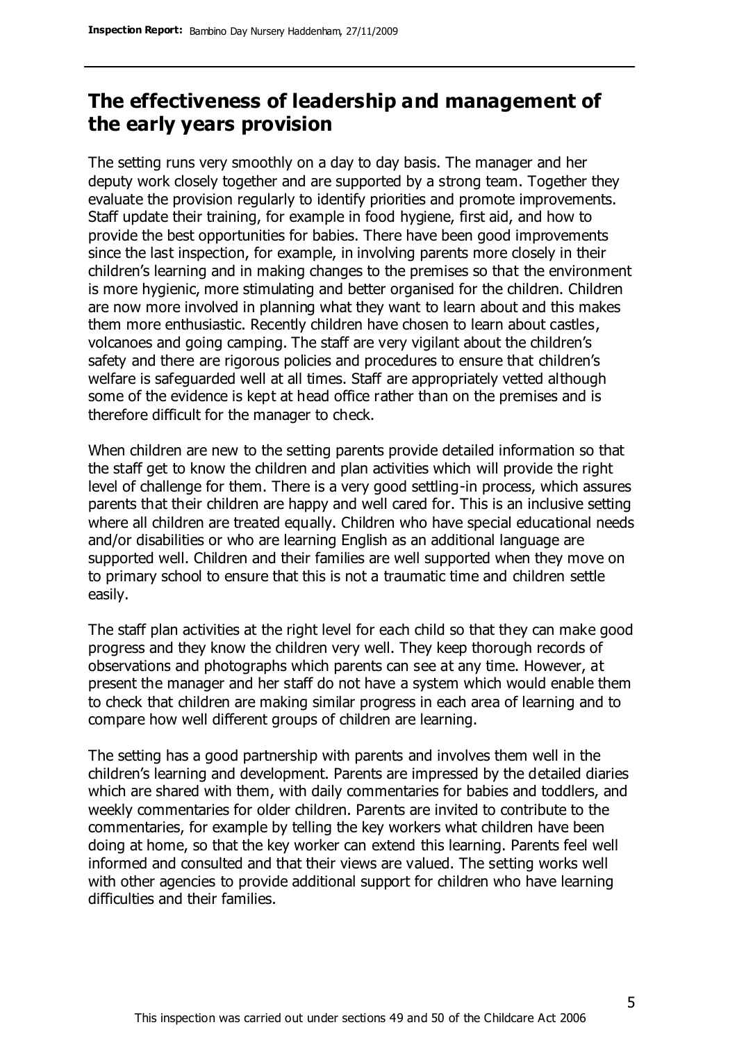## The effectiveness of leadership and management of the early years provision

The setting runs very smoothly on a day to day basis. The manager and her deputy work closely together and are supported by a strong team. Together they evaluate the provision regularly to identify priorities and promote improvements. Staff update their training, for example in food hygiene, first aid, and how to provide the best opportunities for babies. There have been good improvements since the last inspection, for example, in involving parents more closely in their children's learning and in making changes to the premises so that the environment is more hygienic, more stimulating and better organised for the children. Children are now more involved in planning what they want to learn about and this makes them more enthusiastic. Recently children have chosen to learn about castles, volcanoes and going camping. The staff are very vigilant about the children's safety and there are rigorous policies and procedures to ensure that children's welfare is safeguarded well at all times. Staff are appropriately vetted although some of the evidence is kept at head office rather than on the premises and is therefore difficult for the manager to check.

When children are new to the setting parents provide detailed information so that the staff get to know the children and plan activities which will provide the right level of challenge for them. There is a very good settling-in process, which assures parents that their children are happy and well cared for. This is an inclusive setting where all children are treated equally. Children who have special educational needs and/or disabilities or who are learning English as an additional language are supported well. Children and their families are well supported when they move on to primary school to ensure that this is not a traumatic time and children settle easily.

The staff plan activities at the right level for each child so that they can make good progress and they know the children very well. They keep thorough records of observations and photographs which parents can see at any time. However, at present the manager and her staff do not have a system which would enable them to check that children are making similar progress in each area of learning and to compare how well different groups of children are learning.

The setting has a good partnership with parents and involves them well in the children's learning and development. Parents are impressed by the detailed diaries which are shared with them, with daily commentaries for babies and toddlers, and weekly commentaries for older children. Parents are invited to contribute to the commentaries, for example by telling the key workers what children have been doing at home, so that the key worker can extend this learning. Parents feel well informed and consulted and that their views are valued. The setting works well with other agencies to provide additional support for children who have learning difficulties and their families.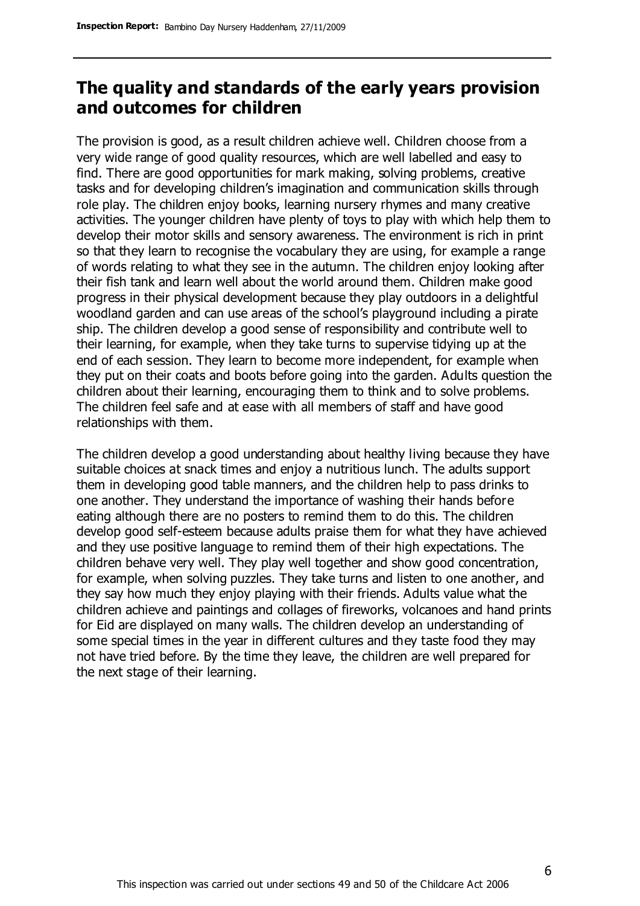## The quality and standards of the early years provision and outcomes for children

The provision is good, as a result children achieve well. Children choose from a very wide range of good quality resources, which are well labelled and easy to find. There are good opportunities for mark making, solving problems, creative tasks and for developing children's imagination and communication skills through role play. The children enjoy books, learning nursery rhymes and many creative activities. The younger children have plenty of toys to play with which help them to develop their motor skills and sensory awareness. The environment is rich in print so that they learn to recognise the vocabulary they are using, for example a range of words relating to what they see in the autumn. The children enjoy looking after their fish tank and learn well about the world around them. Children make good progress in their physical development because they play outdoors in a delightful woodland garden and can use areas of the school's playground including a pirate ship. The children develop a good sense of responsibility and contribute well to their learning, for example, when they take turns to supervise tidying up at the end of each session. They learn to become more independent, for example when they put on their coats and boots before going into the garden. Adults question the children about their learning, encouraging them to think and to solve problems. The children feel safe and at ease with all members of staff and have good relationships with them.

The children develop a good understanding about healthy living because they have suitable choices at snack times and enjoy a nutritious lunch. The adults support them in developing good table manners, and the children help to pass drinks to one another. They understand the importance of washing their hands before eating although there are no posters to remind them to do this. The children develop good self-esteem because adults praise them for what they have achieved and they use positive language to remind them of their high expectations. The children behave very well. They play well together and show good concentration, for example, when solving puzzles. They take turns and listen to one another, and they say how much they enjoy playing with their friends. Adults value what the children achieve and paintings and collages of fireworks, volcanoes and hand prints for Eid are displayed on many walls. The children develop an understanding of some special times in the year in different cultures and they taste food they may not have tried before. By the time they leave, the children are well prepared for the next stage of their learning.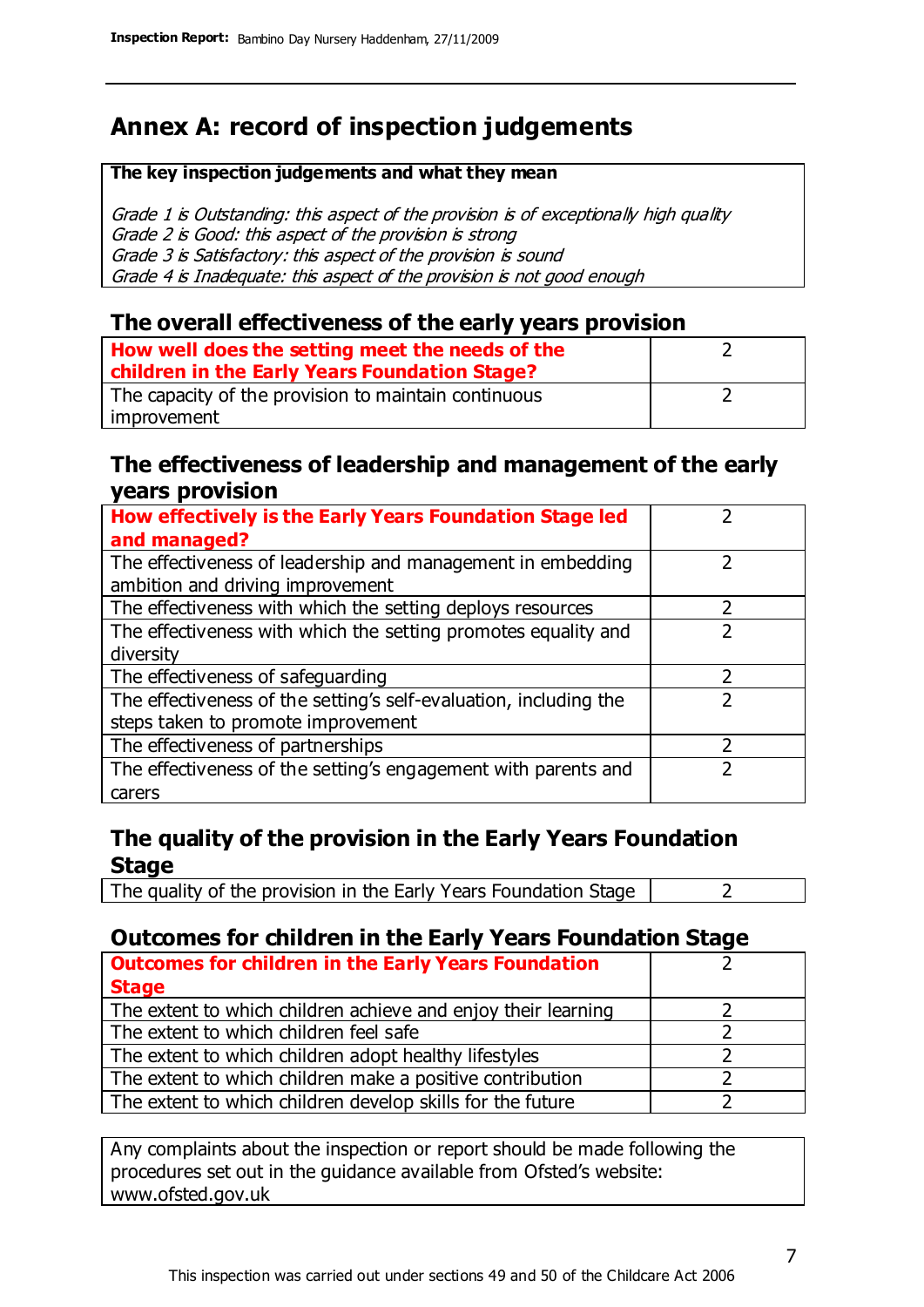# Annex A: record of inspection judgements

**The key inspection judgements and what they mean**

*Grade 1 is Outstanding: this aspect of the provision is of exceptionally high quality*
*Grade 2 is Good: this aspect of the provision is strong*
*Grade 3 is Satisfactory: this aspect of the provision is sound*
*Grade 4 is Inadequate: this aspect of the provision is not good enough*

## The overall effectiveness of the early years provision

| | |
|---|---|
| **How well does the setting meet the needs of the children in the Early Years Foundation Stage?** | 2 |
| The capacity of the provision to maintain continuous improvement | 2 |

## The effectiveness of leadership and management of the early years provision

| | |
|---|---|
| **How effectively is the Early Years Foundation Stage led and managed?** | 2 |
| The effectiveness of leadership and management in embedding ambition and driving improvement | 2 |
| The effectiveness with which the setting deploys resources | 2 |
| The effectiveness with which the setting promotes equality and diversity | 2 |
| The effectiveness of safeguarding | 2 |
| The effectiveness of the setting's self-evaluation, including the steps taken to promote improvement | 2 |
| The effectiveness of partnerships | 2 |
| The effectiveness of the setting's engagement with parents and carers | 2 |

## The quality of the provision in the Early Years Foundation Stage

| | |
|---|---|
| The quality of the provision in the Early Years Foundation Stage | 2 |

## Outcomes for children in the Early Years Foundation Stage

| | |
|---|---|
| **Outcomes for children in the Early Years Foundation Stage** | 2 |
| The extent to which children achieve and enjoy their learning | 2 |
| The extent to which children feel safe | 2 |
| The extent to which children adopt healthy lifestyles | 2 |
| The extent to which children make a positive contribution | 2 |
| The extent to which children develop skills for the future | 2 |

Any complaints about the inspection or report should be made following the procedures set out in the guidance available from Ofsted's website: www.ofsted.gov.uk